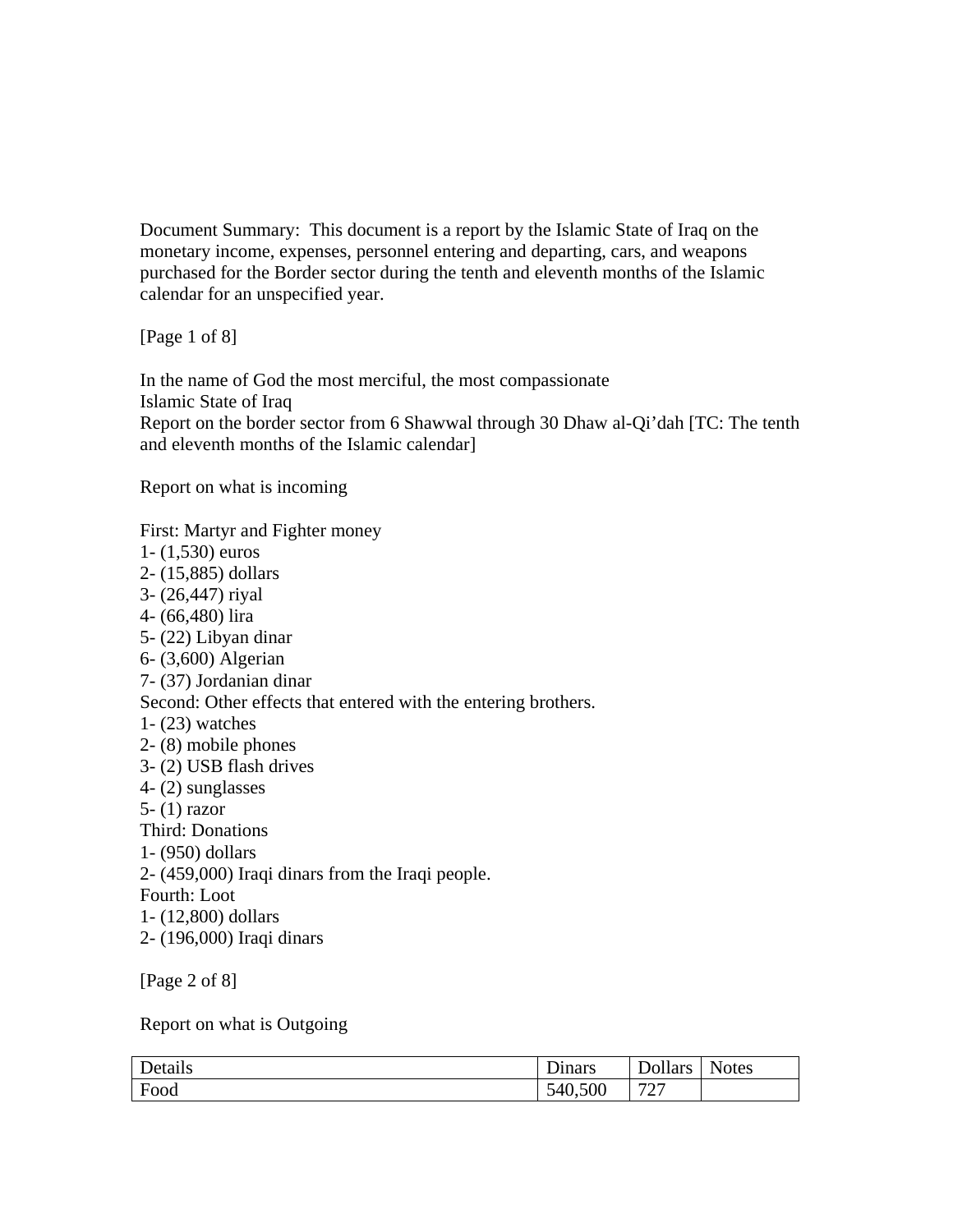Document Summary: This document is a report by the Islamic State of Iraq on the monetary income, expenses, personnel entering and departing, cars, and weapons purchased for the Border sector during the tenth and eleventh months of the Islamic calendar for an unspecified year.

[Page 1 of 8]

In the name of God the most merciful, the most compassionate
Islamic State of Iraq
Report on the border sector from 6 Shawwal through 30 Dhaw al-Qi'dah [TC: The tenth and eleventh months of the Islamic calendar]

Report on what is incoming

First: Martyr and Fighter money
1- (1,530) euros
2- (15,885) dollars
3- (26,447) riyal
4- (66,480) lira
5- (22) Libyan dinar
6- (3,600) Algerian
7- (37) Jordanian dinar

Second: Other effects that entered with the entering brothers.
1- (23) watches
2- (8) mobile phones
3- (2) USB flash drives
4- (2) sunglasses
5- (1) razor

Third: Donations
1- (950) dollars
2- (459,000) Iraqi dinars from the Iraqi people.

Fourth: Loot
1- (12,800) dollars
2- (196,000) Iraqi dinars

[Page 2 of 8]

Report on what is Outgoing

| Details | Dinars | Dollars | Notes |
| --- | --- | --- | --- |
| Food | 540,500 | 727 | |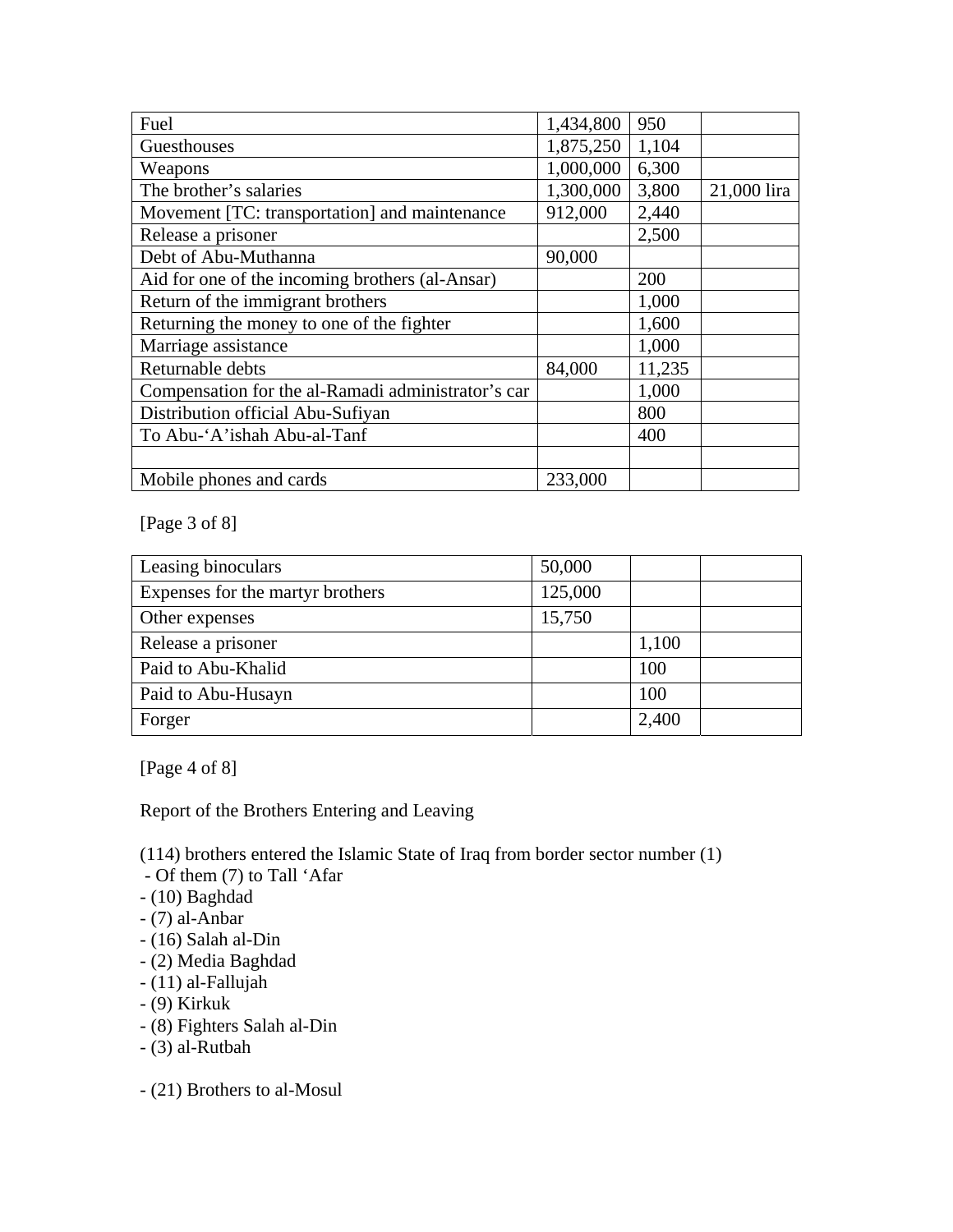| Fuel | 1,434,800 | 950 | |
|---|---|---|---|
| Guesthouses | 1,875,250 | 1,104 | |
| Weapons | 1,000,000 | 6,300 | |
| The brother's salaries | 1,300,000 | 3,800 | 21,000 lira |
| Movement [TC: transportation] and maintenance | 912,000 | 2,440 | |
| Release a prisoner | | 2,500 | |
| Debt of Abu-Muthanna | 90,000 | | |
| Aid for one of the incoming brothers (al-Ansar) | | 200 | |
| Return of the immigrant brothers | | 1,000 | |
| Returning the money to one of the fighter | | 1,600 | |
| Marriage assistance | | 1,000 | |
| Returnable debts | 84,000 | 11,235 | |
| Compensation for the al-Ramadi administrator's car | | 1,000 | |
| Distribution official Abu-Sufiyan | | 800 | |
| To Abu-'A'ishah Abu-al-Tanf | | 400 | |
| | | | |
| Mobile phones and cards | 233,000 | | |

[Page 3 of 8]

| Leasing binoculars | 50,000 | | |
|---|---|---|---|
| Expenses for the martyr brothers | 125,000 | | |
| Other expenses | 15,750 | | |
| Release a prisoner | | 1,100 | |
| Paid to Abu-Khalid | | 100 | |
| Paid to Abu-Husayn | | 100 | |
| Forger | | 2,400 | |

[Page 4 of 8]

Report of the Brothers Entering and Leaving

(114) brothers entered the Islamic State of Iraq from border sector number (1)
- Of them (7) to Tall 'Afar
- (10) Baghdad
- (7) al-Anbar
- (16) Salah al-Din
- (2) Media Baghdad
- (11) al-Fallujah
- (9) Kirkuk
- (8) Fighters Salah al-Din
- (3) al-Rutbah

- (21) Brothers to al-Mosul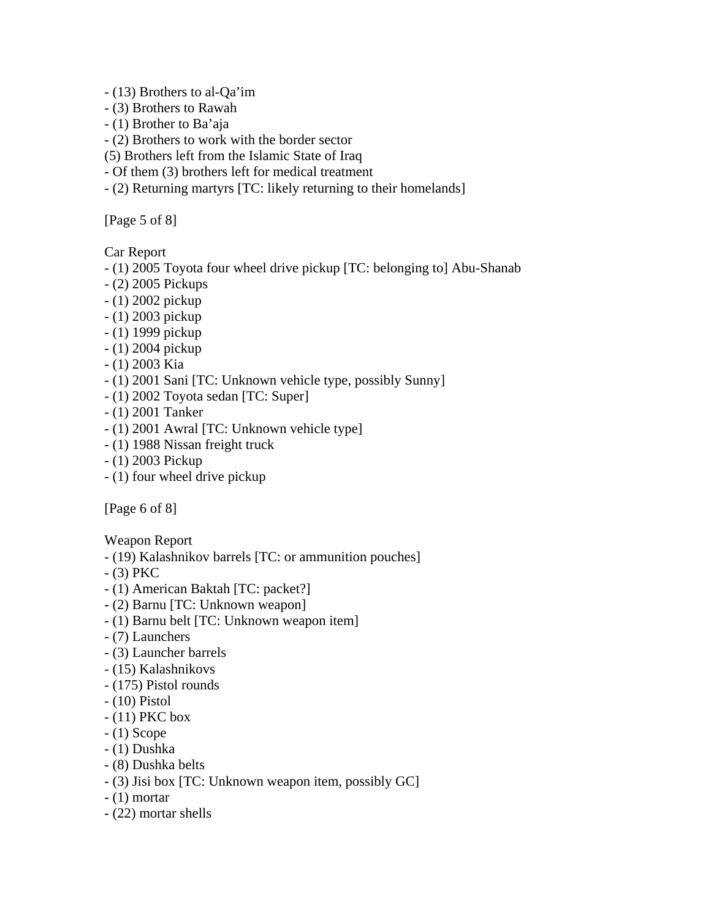- (13) Brothers to al-Qa'im
- (3) Brothers to Rawah
- (1) Brother to Ba'aja
- (2) Brothers to work with the border sector

(5) Brothers left from the Islamic State of Iraq

- Of them (3) brothers left for medical treatment
- (2) Returning martyrs [TC: likely returning to their homelands]

Car Report

- (1) 2005 Toyota four wheel drive pickup [TC: belonging to] Abu-Shanab
- (2) 2005 Pickups
- (1) 2002 pickup
- (1) 2003 pickup
- (1) 1999 pickup
- (1) 2004 pickup
- (1) 2003 Kia
- (1) 2001 Sani [TC: Unknown vehicle type, possibly Sunny]
- (1) 2002 Toyota sedan [TC: Super]
- (1) 2001 Tanker
- (1) 2001 Awral [TC: Unknown vehicle type]
- (1) 1988 Nissan freight truck
- (1) 2003 Pickup
- (1) four wheel drive pickup

Weapon Report

- (19) Kalashnikov barrels [TC: or ammunition pouches]
- (3) PKC
- (1) American Baktah [TC: packet?]
- (2) Barnu [TC: Unknown weapon]
- (1) Barnu belt [TC: Unknown weapon item]
- (7) Launchers
- (3) Launcher barrels
- (15) Kalashnikovs
- (175) Pistol rounds
- (10) Pistol
- (11) PKC box
- (1) Scope
- (1) Dushka
- (8) Dushka belts
- (3) Jisi box [TC: Unknown weapon item, possibly GC]
- (1) mortar
- (22) mortar shells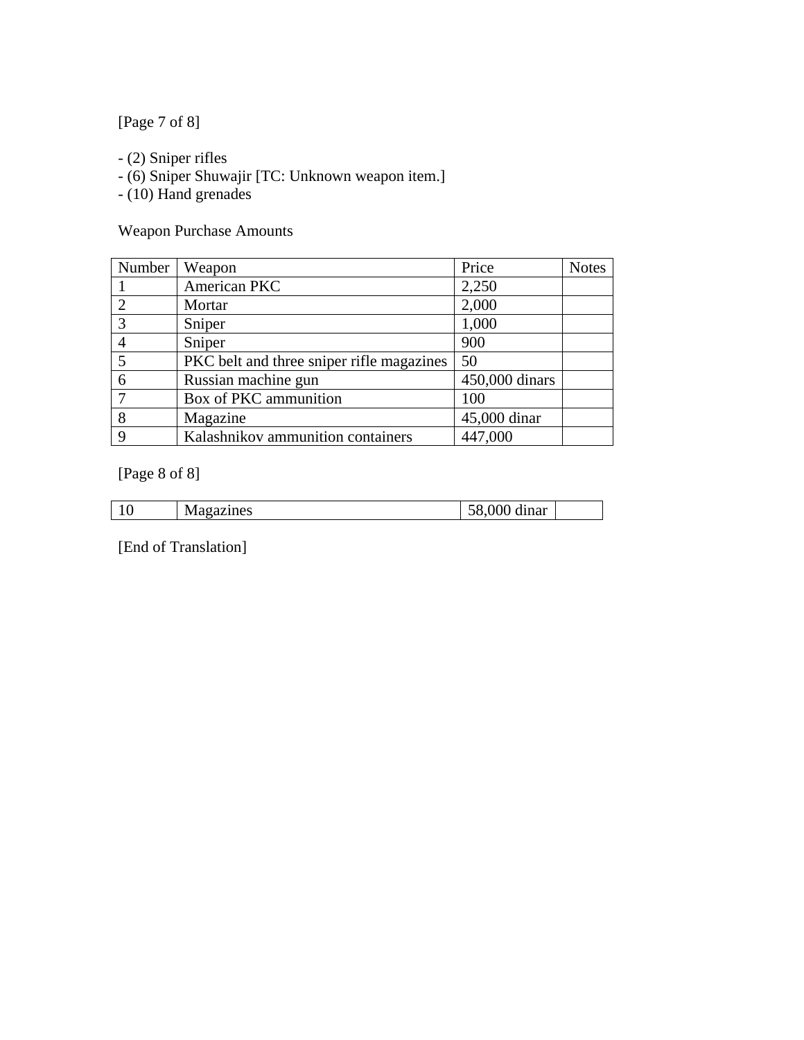[Page 7 of 8]

- (2) Sniper rifles
- (6) Sniper Shuwajir [TC: Unknown weapon item.]
- (10) Hand grenades

Weapon Purchase Amounts

| Number | Weapon | Price | Notes |
|---|---|---|---|
| 1 | American PKC | 2,250 | |
| 2 | Mortar | 2,000 | |
| 3 | Sniper | 1,000 | |
| 4 | Sniper | 900 | |
| 5 | PKC belt and three sniper rifle magazines | 50 | |
| 6 | Russian machine gun | 450,000 dinars | |
| 7 | Box of PKC ammunition | 100 | |
| 8 | Magazine | 45,000 dinar | |
| 9 | Kalashnikov ammunition containers | 447,000 | |
| 10 | Magazines | 58,000 dinar | |

[Page 8 of 8]

[End of Translation]